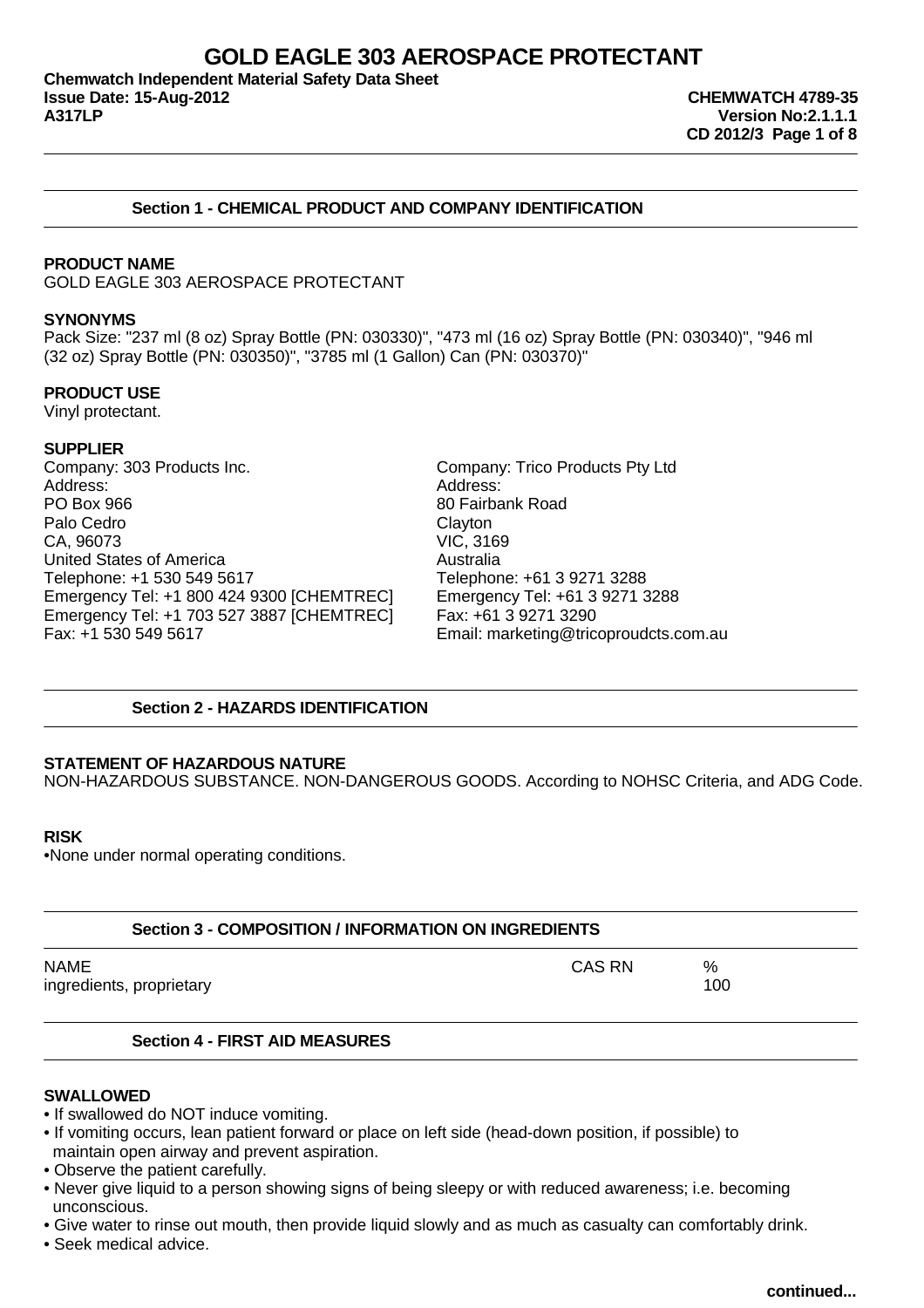# GOLD EAGLE 303 AEROSPACE PROTECTANT

**Chemwatch Independent Material Safety Data Sheet**
**Issue Date: 15-Aug-2012**
**A317LP**

**CHEMWATCH 4789-35**
**Version No:2.1.1.1**
**CD 2012/3**

## Section 1 - CHEMICAL PRODUCT AND COMPANY IDENTIFICATION

### PRODUCT NAME

GOLD EAGLE 303 AEROSPACE PROTECTANT

### SYNONYMS

Pack Size: "237 ml (8 oz) Spray Bottle (PN: 030330)", "473 ml (16 oz) Spray Bottle (PN: 030340)", "946 ml (32 oz) Spray Bottle (PN: 030350)", "3785 ml (1 Gallon) Can (PN: 030370)"

### PRODUCT USE

Vinyl protectant.

### SUPPLIER

Company: 303 Products Inc.
Address:
PO Box 966
Palo Cedro
CA, 96073
United States of America
Telephone: +1 530 549 5617
Emergency Tel: +1 800 424 9300 [CHEMTREC]
Emergency Tel: +1 703 527 3887 [CHEMTREC]
Fax: +1 530 549 5617

Company: Trico Products Pty Ltd
Address:
80 Fairbank Road
Clayton
VIC, 3169
Australia
Telephone: +61 3 9271 3288
Emergency Tel: +61 3 9271 3288
Fax: +61 3 9271 3290
Email: marketing@tricoproudcts.com.au

## Section 2 - HAZARDS IDENTIFICATION

### STATEMENT OF HAZARDOUS NATURE

NON-HAZARDOUS SUBSTANCE. NON-DANGEROUS GOODS. According to NOHSC Criteria, and ADG Code.

### RISK

- None under normal operating conditions.

## Section 3 - COMPOSITION / INFORMATION ON INGREDIENTS

| NAME | CAS RN | % |
|---|---|---|
| ingredients, proprietary | | 100 |

## Section 4 - FIRST AID MEASURES

### SWALLOWED

- If swallowed do NOT induce vomiting.
- If vomiting occurs, lean patient forward or place on left side (head-down position, if possible) to maintain open airway and prevent aspiration.
- Observe the patient carefully.
- Never give liquid to a person showing signs of being sleepy or with reduced awareness; i.e. becoming unconscious.
- Give water to rinse out mouth, then provide liquid slowly and as much as casualty can comfortably drink.
- Seek medical advice.

**continued...**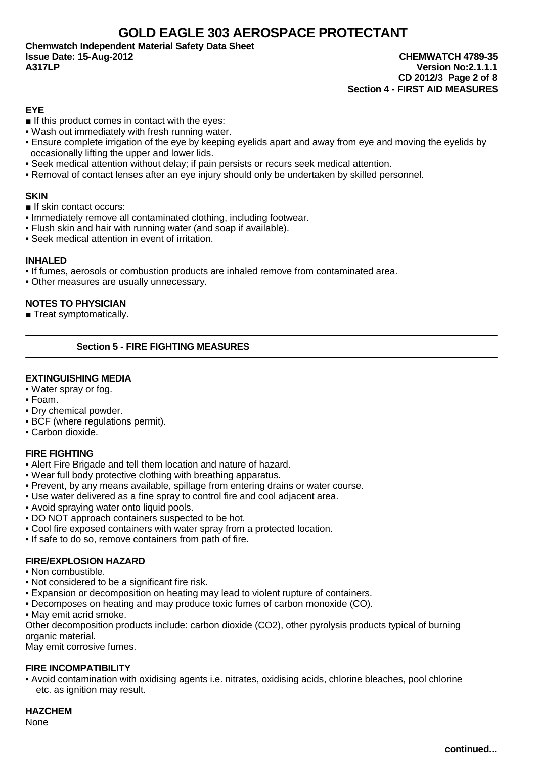## Section 4 - FIRST AID MEASURES

### EYE

■ If this product comes in contact with the eyes:

- Wash out immediately with fresh running water.
- Ensure complete irrigation of the eye by keeping eyelids apart and away from eye and moving the eyelids by occasionally lifting the upper and lower lids.
- Seek medical attention without delay; if pain persists or recurs seek medical attention.
- Removal of contact lenses after an eye injury should only be undertaken by skilled personnel.

### SKIN

■ If skin contact occurs:

- Immediately remove all contaminated clothing, including footwear.
- Flush skin and hair with running water (and soap if available).
- Seek medical attention in event of irritation.

### INHALED

- If fumes, aerosols or combustion products are inhaled remove from contaminated area.
- Other measures are usually unnecessary.

### NOTES TO PHYSICIAN

■ Treat symptomatically.

## Section 5 - FIRE FIGHTING MEASURES

### EXTINGUISHING MEDIA

- Water spray or fog.
- Foam.
- Dry chemical powder.
- BCF (where regulations permit).
- Carbon dioxide.

### FIRE FIGHTING

- Alert Fire Brigade and tell them location and nature of hazard.
- Wear full body protective clothing with breathing apparatus.
- Prevent, by any means available, spillage from entering drains or water course.
- Use water delivered as a fine spray to control fire and cool adjacent area.
- Avoid spraying water onto liquid pools.
- DO NOT approach containers suspected to be hot.
- Cool fire exposed containers with water spray from a protected location.
- If safe to do so, remove containers from path of fire.

### FIRE/EXPLOSION HAZARD

- Non combustible.
- Not considered to be a significant fire risk.
- Expansion or decomposition on heating may lead to violent rupture of containers.
- Decomposes on heating and may produce toxic fumes of carbon monoxide (CO).
- May emit acrid smoke.

Other decomposition products include: carbon dioxide ($CO_2$), other pyrolysis products typical of burning organic material.

May emit corrosive fumes.

### FIRE INCOMPATIBILITY

- Avoid contamination with oxidising agents i.e. nitrates, oxidising acids, chlorine bleaches, pool chlorine etc. as ignition may result.

### HAZCHEM

None

continued...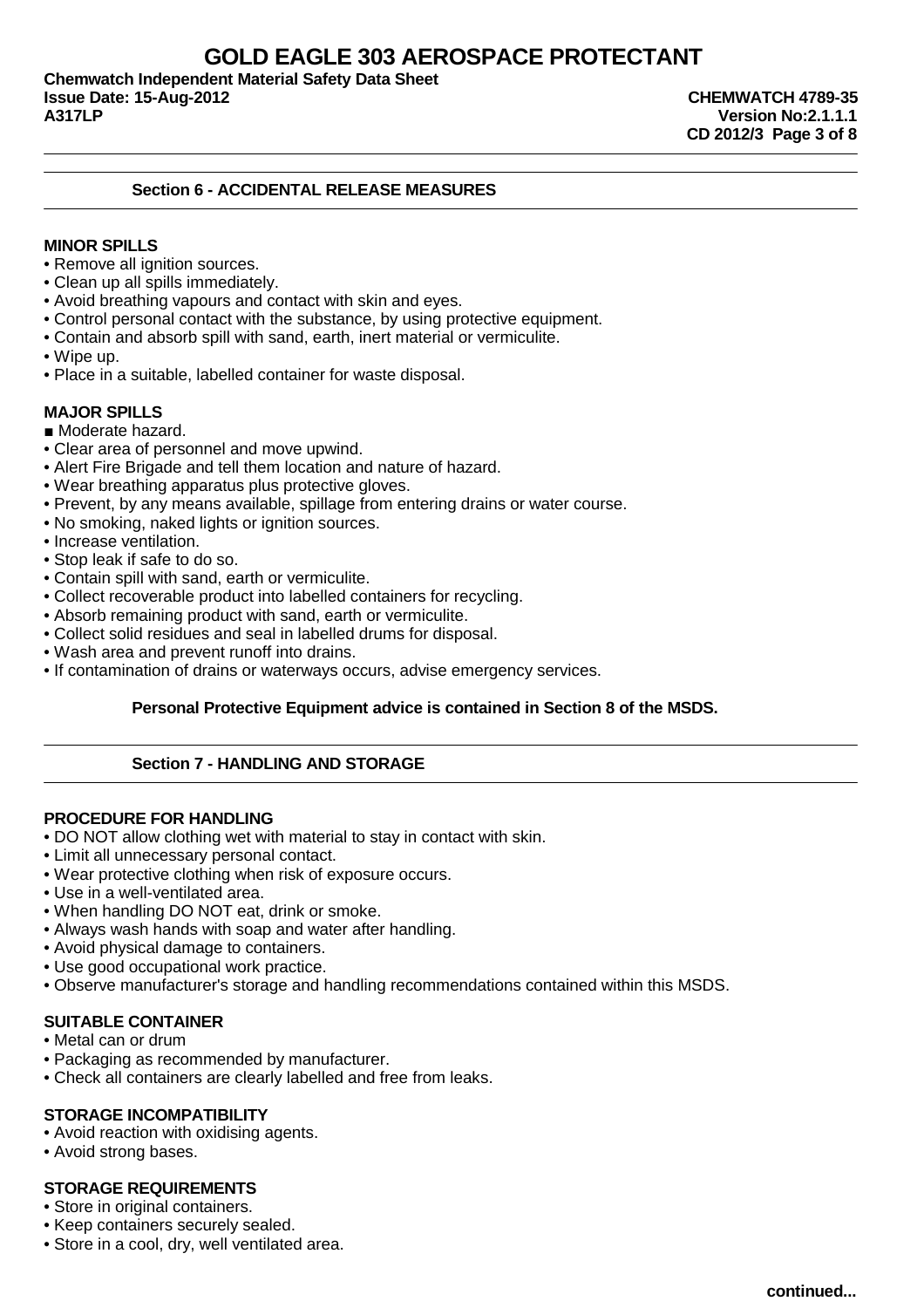## Section 6 - ACCIDENTAL RELEASE MEASURES

### MINOR SPILLS

- Remove all ignition sources.
- Clean up all spills immediately.
- Avoid breathing vapours and contact with skin and eyes.
- Control personal contact with the substance, by using protective equipment.
- Contain and absorb spill with sand, earth, inert material or vermiculite.
- Wipe up.
- Place in a suitable, labelled container for waste disposal.

### MAJOR SPILLS

■ Moderate hazard.

- Clear area of personnel and move upwind.
- Alert Fire Brigade and tell them location and nature of hazard.
- Wear breathing apparatus plus protective gloves.
- Prevent, by any means available, spillage from entering drains or water course.
- No smoking, naked lights or ignition sources.
- Increase ventilation.
- Stop leak if safe to do so.
- Contain spill with sand, earth or vermiculite.
- Collect recoverable product into labelled containers for recycling.
- Absorb remaining product with sand, earth or vermiculite.
- Collect solid residues and seal in labelled drums for disposal.
- Wash area and prevent runoff into drains.
- If contamination of drains or waterways occurs, advise emergency services.

**Personal Protective Equipment advice is contained in Section 8 of the MSDS.**

## Section 7 - HANDLING AND STORAGE

### PROCEDURE FOR HANDLING

- DO NOT allow clothing wet with material to stay in contact with skin.
- Limit all unnecessary personal contact.
- Wear protective clothing when risk of exposure occurs.
- Use in a well-ventilated area.
- When handling DO NOT eat, drink or smoke.
- Always wash hands with soap and water after handling.
- Avoid physical damage to containers.
- Use good occupational work practice.
- Observe manufacturer's storage and handling recommendations contained within this MSDS.

### SUITABLE CONTAINER

- Metal can or drum
- Packaging as recommended by manufacturer.
- Check all containers are clearly labelled and free from leaks.

### STORAGE INCOMPATIBILITY

- Avoid reaction with oxidising agents.
- Avoid strong bases.

### STORAGE REQUIREMENTS

- Store in original containers.
- Keep containers securely sealed.
- Store in a cool, dry, well ventilated area.

**continued...**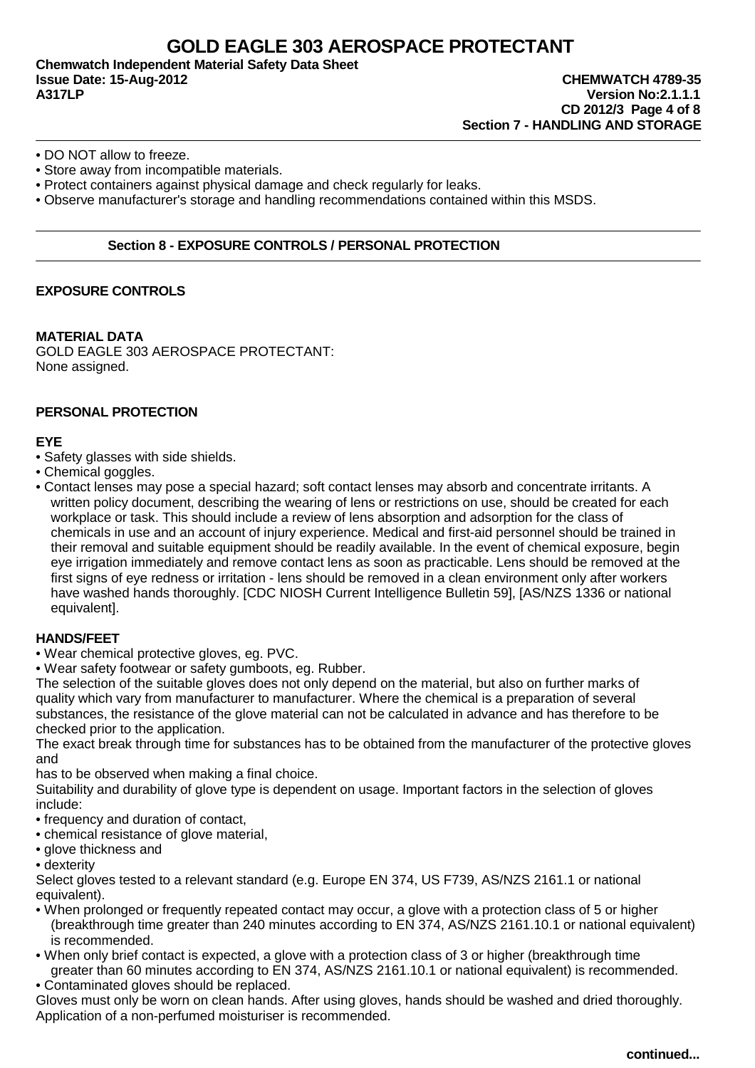- DO NOT allow to freeze.
- Store away from incompatible materials.
- Protect containers against physical damage and check regularly for leaks.
- Observe manufacturer's storage and handling recommendations contained within this MSDS.

## Section 8 - EXPOSURE CONTROLS / PERSONAL PROTECTION

### EXPOSURE CONTROLS

#### MATERIAL DATA

GOLD EAGLE 303 AEROSPACE PROTECTANT:
None assigned.

### PERSONAL PROTECTION

#### EYE

- Safety glasses with side shields.
- Chemical goggles.
- Contact lenses may pose a special hazard; soft contact lenses may absorb and concentrate irritants. A written policy document, describing the wearing of lens or restrictions on use, should be created for each workplace or task. This should include a review of lens absorption and adsorption for the class of chemicals in use and an account of injury experience. Medical and first-aid personnel should be trained in their removal and suitable equipment should be readily available. In the event of chemical exposure, begin eye irrigation immediately and remove contact lens as soon as practicable. Lens should be removed at the first signs of eye redness or irritation - lens should be removed in a clean environment only after workers have washed hands thoroughly. [CDC NIOSH Current Intelligence Bulletin 59], [AS/NZS 1336 or national equivalent].

#### HANDS/FEET

- Wear chemical protective gloves, eg. PVC.
- Wear safety footwear or safety gumboots, eg. Rubber.

The selection of the suitable gloves does not only depend on the material, but also on further marks of quality which vary from manufacturer to manufacturer. Where the chemical is a preparation of several substances, the resistance of the glove material can not be calculated in advance and has therefore to be checked prior to the application.

The exact break through time for substances has to be obtained from the manufacturer of the protective gloves and
has to be observed when making a final choice.

Suitability and durability of glove type is dependent on usage. Important factors in the selection of gloves include:

- frequency and duration of contact,
- chemical resistance of glove material,
- glove thickness and
- dexterity

Select gloves tested to a relevant standard (e.g. Europe EN 374, US F739, AS/NZS 2161.1 or national equivalent).

- When prolonged or frequently repeated contact may occur, a glove with a protection class of 5 or higher (breakthrough time greater than 240 minutes according to EN 374, AS/NZS 2161.10.1 or national equivalent) is recommended.
- When only brief contact is expected, a glove with a protection class of 3 or higher (breakthrough time greater than 60 minutes according to EN 374, AS/NZS 2161.10.1 or national equivalent) is recommended.
- Contaminated gloves should be replaced.

Gloves must only be worn on clean hands. After using gloves, hands should be washed and dried thoroughly. Application of a non-perfumed moisturiser is recommended.

continued...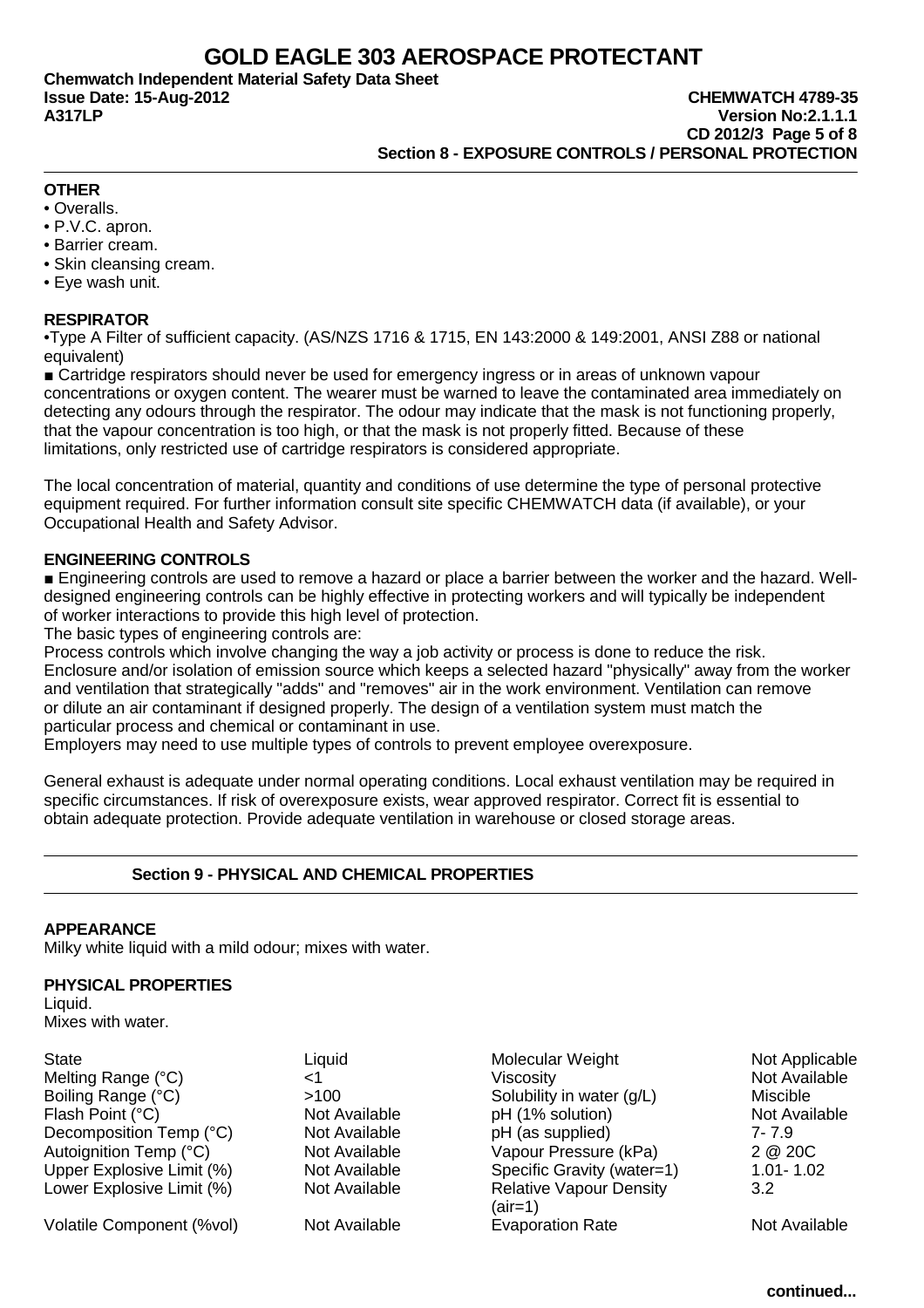### OTHER

- Overalls.
- P.V.C. apron.
- Barrier cream.
- Skin cleansing cream.
- Eye wash unit.

### RESPIRATOR

•Type A Filter of sufficient capacity. (AS/NZS 1716 & 1715, EN 143:2000 & 149:2001, ANSI Z88 or national equivalent)

■ Cartridge respirators should never be used for emergency ingress or in areas of unknown vapour concentrations or oxygen content. The wearer must be warned to leave the contaminated area immediately on detecting any odours through the respirator. The odour may indicate that the mask is not functioning properly, that the vapour concentration is too high, or that the mask is not properly fitted. Because of these limitations, only restricted use of cartridge respirators is considered appropriate.

The local concentration of material, quantity and conditions of use determine the type of personal protective equipment required. For further information consult site specific CHEMWATCH data (if available), or your Occupational Health and Safety Advisor.

### ENGINEERING CONTROLS

■ Engineering controls are used to remove a hazard or place a barrier between the worker and the hazard. Well-designed engineering controls can be highly effective in protecting workers and will typically be independent of worker interactions to provide this high level of protection.
The basic types of engineering controls are:
Process controls which involve changing the way a job activity or process is done to reduce the risk.
Enclosure and/or isolation of emission source which keeps a selected hazard "physically" away from the worker and ventilation that strategically "adds" and "removes" air in the work environment. Ventilation can remove or dilute an air contaminant if designed properly. The design of a ventilation system must match the particular process and chemical or contaminant in use.
Employers may need to use multiple types of controls to prevent employee overexposure.

General exhaust is adequate under normal operating conditions. Local exhaust ventilation may be required in specific circumstances. If risk of overexposure exists, wear approved respirator. Correct fit is essential to obtain adequate protection. Provide adequate ventilation in warehouse or closed storage areas.

## Section 9 - PHYSICAL AND CHEMICAL PROPERTIES

### APPEARANCE

Milky white liquid with a mild odour; mixes with water.

### PHYSICAL PROPERTIES

Liquid.
Mixes with water.

| | | | |
|---|---|---|---|
| State | Liquid | Molecular Weight | Not Applicable |
| Melting Range (°C) | <1 | Viscosity | Not Available |
| Boiling Range (°C) | >100 | Solubility in water (g/L) | Miscible |
| Flash Point (°C) | Not Available | pH (1% solution) | Not Available |
| Decomposition Temp (°C) | Not Available | pH (as supplied) | 7- 7.9 |
| Autoignition Temp (°C) | Not Available | Vapour Pressure (kPa) | 2 @ 20C |
| Upper Explosive Limit (%) | Not Available | Specific Gravity (water=1) | 1.01- 1.02 |
| Lower Explosive Limit (%) | Not Available | Relative Vapour Density (air=1) | 3.2 |
| Volatile Component (%vol) | Not Available | Evaporation Rate | Not Available |

continued...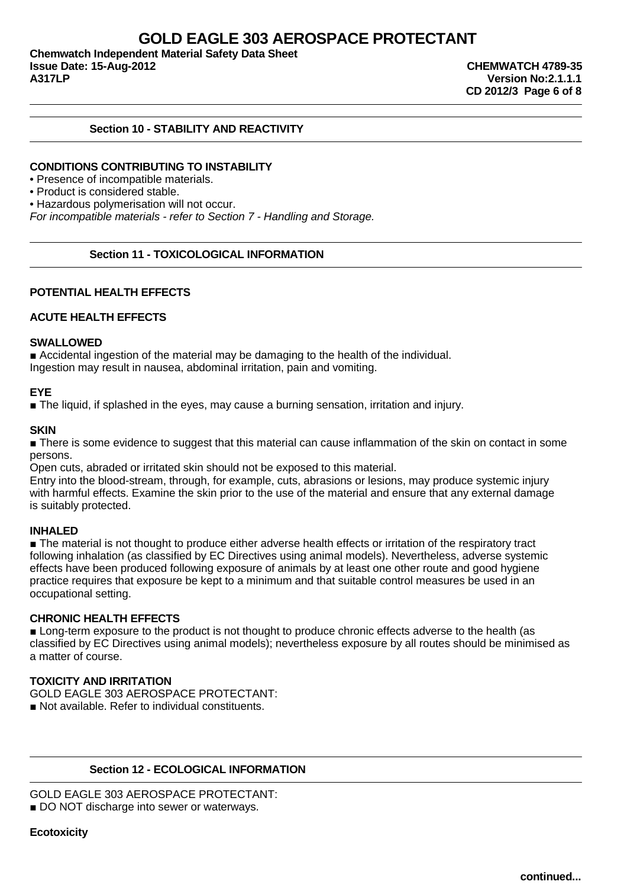## Section 10 - STABILITY AND REACTIVITY

### CONDITIONS CONTRIBUTING TO INSTABILITY

- Presence of incompatible materials.
- Product is considered stable.
- Hazardous polymerisation will not occur.

*For incompatible materials - refer to Section 7 - Handling and Storage.*

## Section 11 - TOXICOLOGICAL INFORMATION

### POTENTIAL HEALTH EFFECTS

### ACUTE HEALTH EFFECTS

#### SWALLOWED

■ Accidental ingestion of the material may be damaging to the health of the individual.
Ingestion may result in nausea, abdominal irritation, pain and vomiting.

#### EYE

■ The liquid, if splashed in the eyes, may cause a burning sensation, irritation and injury.

#### SKIN

■ There is some evidence to suggest that this material can cause inflammation of the skin on contact in some persons.
Open cuts, abraded or irritated skin should not be exposed to this material.
Entry into the blood-stream, through, for example, cuts, abrasions or lesions, may produce systemic injury with harmful effects. Examine the skin prior to the use of the material and ensure that any external damage is suitably protected.

#### INHALED

■ The material is not thought to produce either adverse health effects or irritation of the respiratory tract following inhalation (as classified by EC Directives using animal models). Nevertheless, adverse systemic effects have been produced following exposure of animals by at least one other route and good hygiene practice requires that exposure be kept to a minimum and that suitable control measures be used in an occupational setting.

### CHRONIC HEALTH EFFECTS

■ Long-term exposure to the product is not thought to produce chronic effects adverse to the health (as classified by EC Directives using animal models); nevertheless exposure by all routes should be minimised as a matter of course.

### TOXICITY AND IRRITATION

GOLD EAGLE 303 AEROSPACE PROTECTANT:
■ Not available. Refer to individual constituents.

## Section 12 - ECOLOGICAL INFORMATION

GOLD EAGLE 303 AEROSPACE PROTECTANT:
■ DO NOT discharge into sewer or waterways.

**Ecotoxicity**

continued...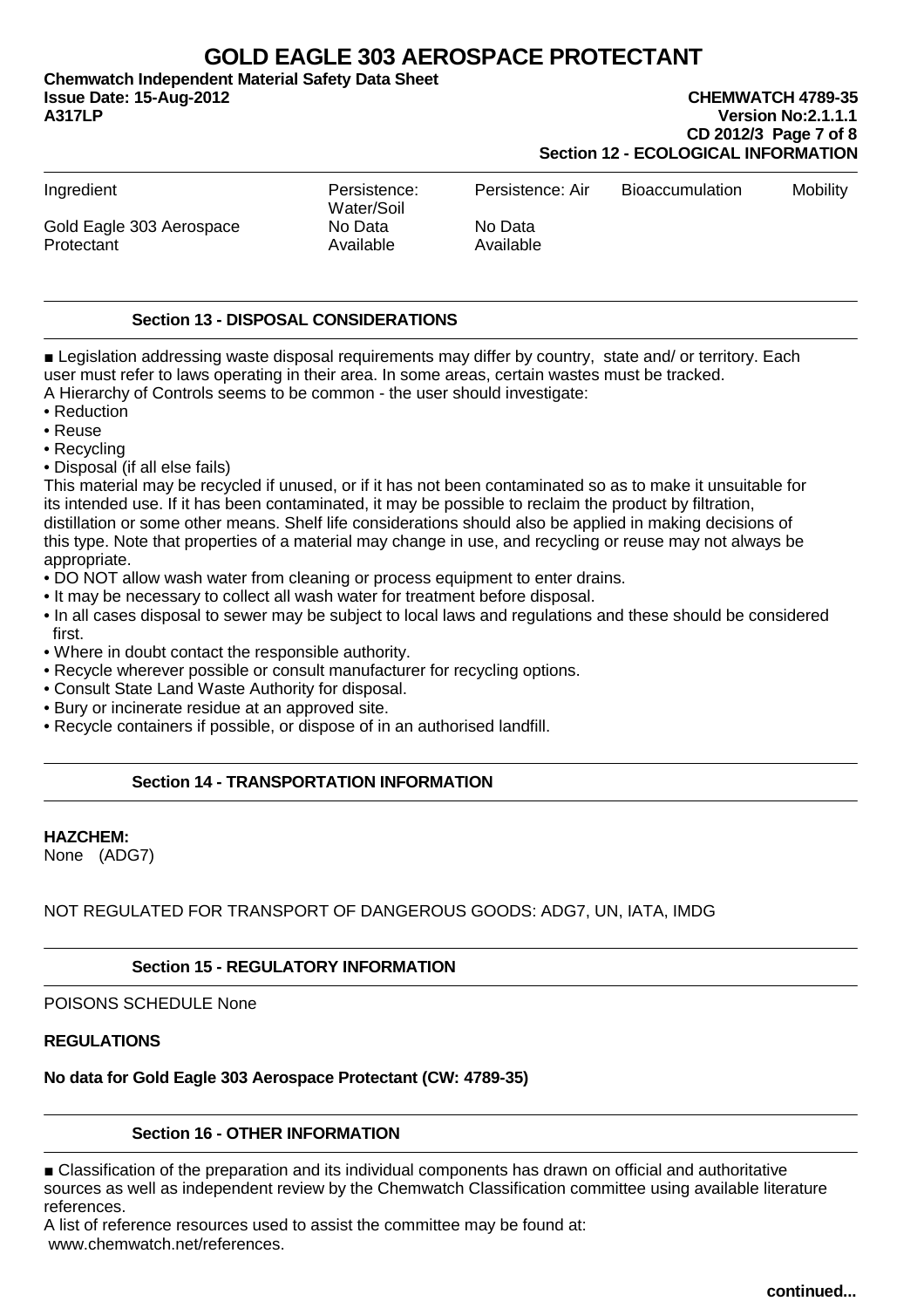## Section 12 - ECOLOGICAL INFORMATION

| Ingredient | Persistence: Water/Soil | Persistence: Air | Bioaccumulation | Mobility |
|---|---|---|---|---|
| Gold Eagle 303 Aerospace Protectant | No Data Available | No Data Available | | |

## Section 13 - DISPOSAL CONSIDERATIONS

■ Legislation addressing waste disposal requirements may differ by country, state and/ or territory. Each user must refer to laws operating in their area. In some areas, certain wastes must be tracked.
A Hierarchy of Controls seems to be common - the user should investigate:

- Reduction
- Reuse
- Recycling
- Disposal (if all else fails)

This material may be recycled if unused, or if it has not been contaminated so as to make it unsuitable for its intended use. If it has been contaminated, it may be possible to reclaim the product by filtration, distillation or some other means. Shelf life considerations should also be applied in making decisions of this type. Note that properties of a material may change in use, and recycling or reuse may not always be appropriate.

- DO NOT allow wash water from cleaning or process equipment to enter drains.
- It may be necessary to collect all wash water for treatment before disposal.
- In all cases disposal to sewer may be subject to local laws and regulations and these should be considered first.
- Where in doubt contact the responsible authority.
- Recycle wherever possible or consult manufacturer for recycling options.
- Consult State Land Waste Authority for disposal.
- Bury or incinerate residue at an approved site.
- Recycle containers if possible, or dispose of in an authorised landfill.

## Section 14 - TRANSPORTATION INFORMATION

**HAZCHEM:**
None (ADG7)

NOT REGULATED FOR TRANSPORT OF DANGEROUS GOODS: ADG7, UN, IATA, IMDG

## Section 15 - REGULATORY INFORMATION

POISONS SCHEDULE None

**REGULATIONS**

**No data for Gold Eagle 303 Aerospace Protectant (CW: 4789-35)**

## Section 16 - OTHER INFORMATION

■ Classification of the preparation and its individual components has drawn on official and authoritative sources as well as independent review by the Chemwatch Classification committee using available literature references.
A list of reference resources used to assist the committee may be found at:
www.chemwatch.net/references.

continued...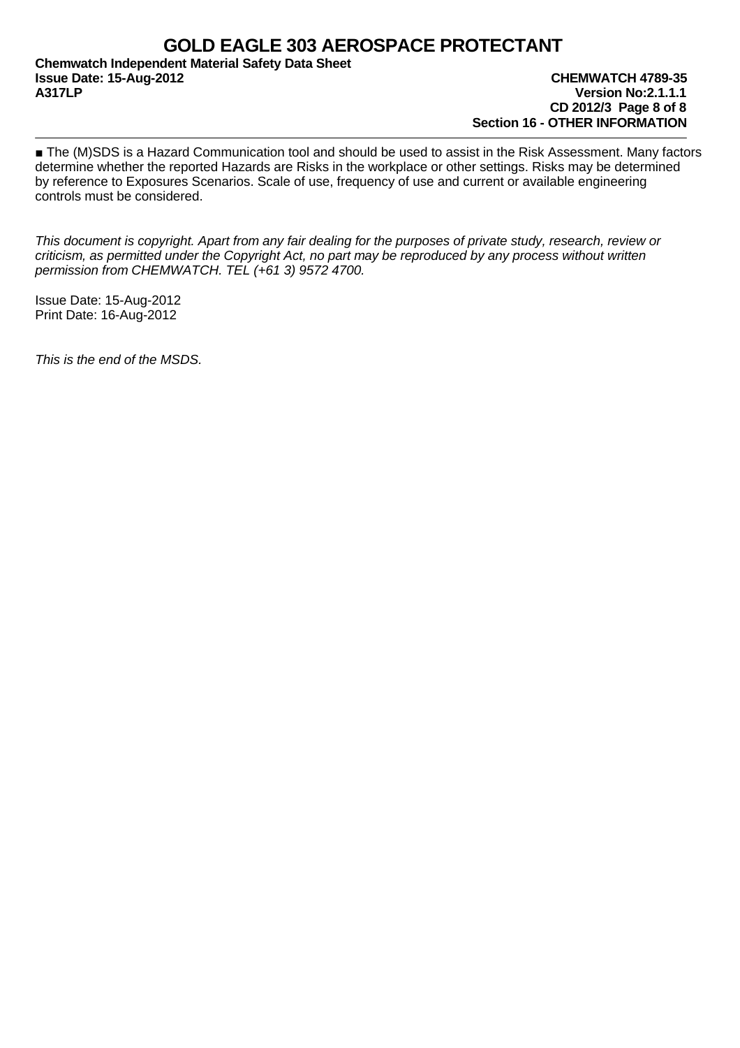■ The (M)SDS is a Hazard Communication tool and should be used to assist in the Risk Assessment. Many factors determine whether the reported Hazards are Risks in the workplace or other settings. Risks may be determined by reference to Exposures Scenarios. Scale of use, frequency of use and current or available engineering controls must be considered.

*This document is copyright. Apart from any fair dealing for the purposes of private study, research, review or criticism, as permitted under the Copyright Act, no part may be reproduced by any process without written permission from CHEMWATCH. TEL (+61 3) 9572 4700.*

Issue Date: 15-Aug-2012
Print Date: 16-Aug-2012

*This is the end of the MSDS.*